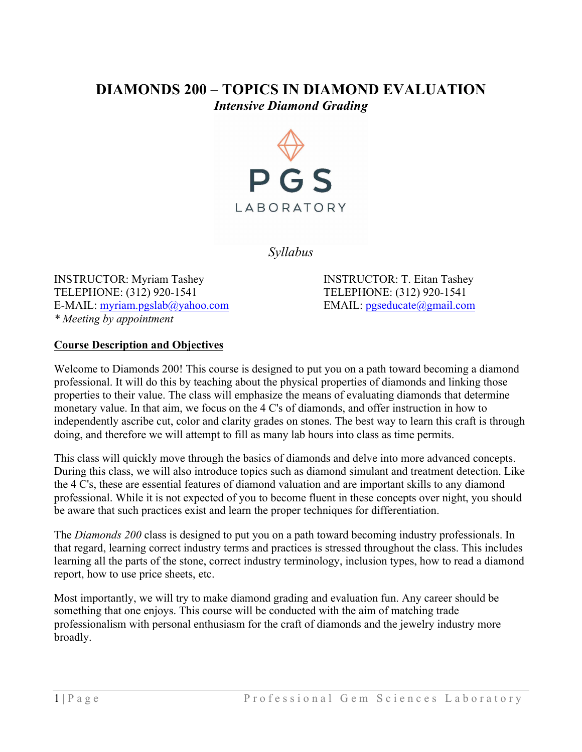# DIAMONDS 200 – TOPICS IN DIAMOND EVALUATION

***Intensive Diamond Grading***

PGS

LABORATORY

*Syllabus*

INSTRUCTOR: Myriam Tashey
TELEPHONE: (312) 920-1541
E-MAIL: myriam.pgslab@yahoo.com
*\* Meeting by appointment*

INSTRUCTOR: T. Eitan Tashey
TELEPHONE: (312) 920-1541
EMAIL: pgseducate@gmail.com

## Course Description and Objectives

Welcome to Diamonds 200! This course is designed to put you on a path toward becoming a diamond professional. It will do this by teaching about the physical properties of diamonds and linking those properties to their value. The class will emphasize the means of evaluating diamonds that determine monetary value. In that aim, we focus on the 4 C's of diamonds, and offer instruction in how to independently ascribe cut, color and clarity grades on stones. The best way to learn this craft is through doing, and therefore we will attempt to fill as many lab hours into class as time permits.

This class will quickly move through the basics of diamonds and delve into more advanced concepts. During this class, we will also introduce topics such as diamond simulant and treatment detection. Like the 4 C's, these are essential features of diamond valuation and are important skills to any diamond professional. While it is not expected of you to become fluent in these concepts over night, you should be aware that such practices exist and learn the proper techniques for differentiation.

The *Diamonds 200* class is designed to put you on a path toward becoming industry professionals. In that regard, learning correct industry terms and practices is stressed throughout the class. This includes learning all the parts of the stone, correct industry terminology, inclusion types, how to read a diamond report, how to use price sheets, etc.

Most importantly, we will try to make diamond grading and evaluation fun. Any career should be something that one enjoys. This course will be conducted with the aim of matching trade professionalism with personal enthusiasm for the craft of diamonds and the jewelry industry more broadly.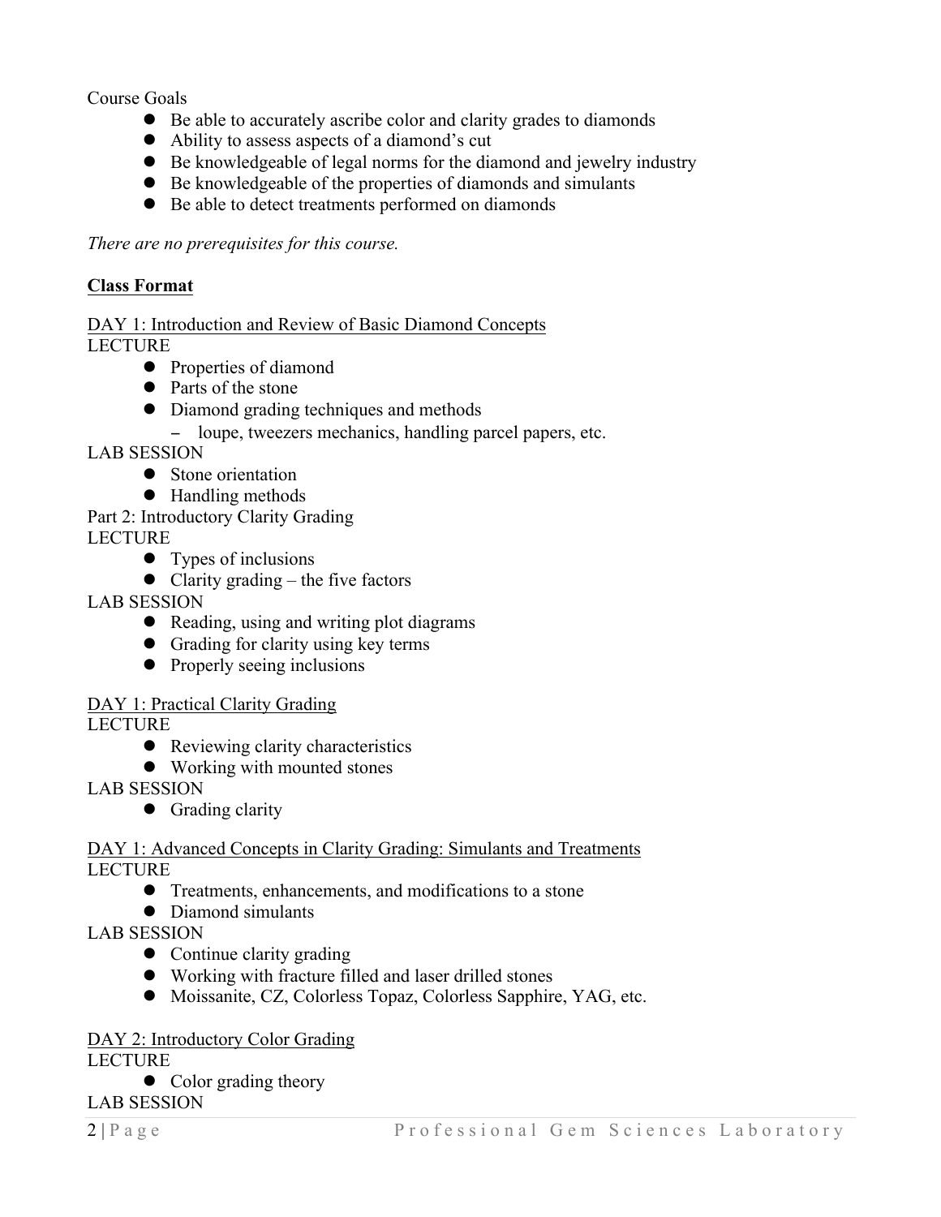Course Goals

- Be able to accurately ascribe color and clarity grades to diamonds
- Ability to assess aspects of a diamond's cut
- Be knowledgeable of legal norms for the diamond and jewelry industry
- Be knowledgeable of the properties of diamonds and simulants
- Be able to detect treatments performed on diamonds

*There are no prerequisites for this course.*

**<u>Class Format</u>**

<u>DAY 1: Introduction and Review of Basic Diamond Concepts</u>

LECTURE

- Properties of diamond
- Parts of the stone
- Diamond grading techniques and methods
  - loupe, tweezers mechanics, handling parcel papers, etc.

LAB SESSION

- Stone orientation
- Handling methods

Part 2: Introductory Clarity Grading

LECTURE

- Types of inclusions
- Clarity grading – the five factors

LAB SESSION

- Reading, using and writing plot diagrams
- Grading for clarity using key terms
- Properly seeing inclusions

<u>DAY 1: Practical Clarity Grading</u>

LECTURE

- Reviewing clarity characteristics
- Working with mounted stones

LAB SESSION

- Grading clarity

<u>DAY 1: Advanced Concepts in Clarity Grading: Simulants and Treatments</u>

LECTURE

- Treatments, enhancements, and modifications to a stone
- Diamond simulants

LAB SESSION

- Continue clarity grading
- Working with fracture filled and laser drilled stones
- Moissanite, CZ, Colorless Topaz, Colorless Sapphire, YAG, etc.

<u>DAY 2: Introductory Color Grading</u>

LECTURE

- Color grading theory

LAB SESSION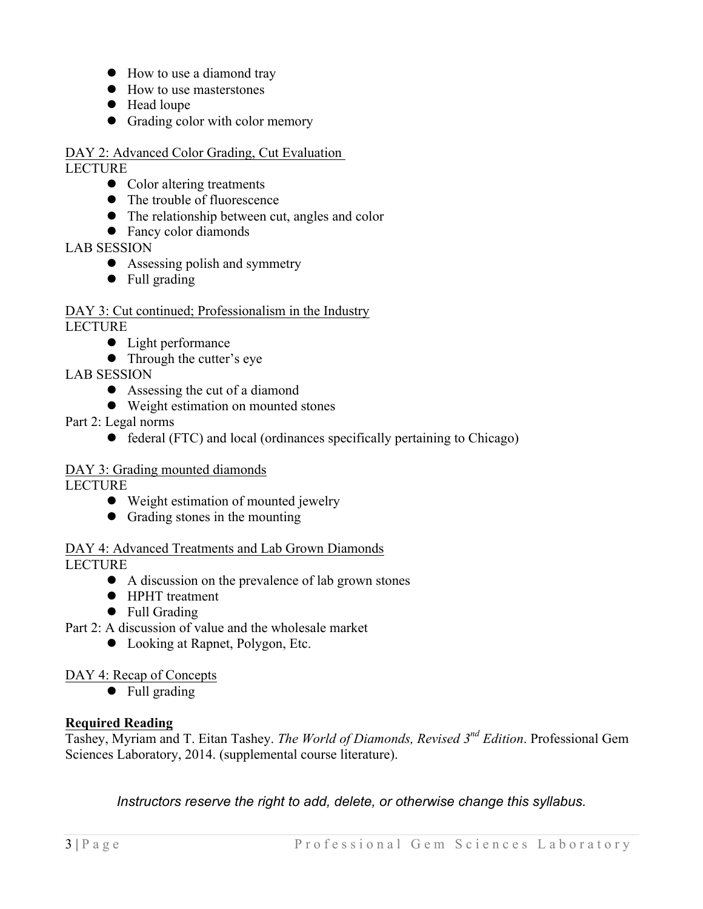- How to use a diamond tray
- How to use masterstones
- Head loupe
- Grading color with color memory

DAY 2: Advanced Color Grading, Cut Evaluation

LECTURE

- Color altering treatments
- The trouble of fluorescence
- The relationship between cut, angles and color
- Fancy color diamonds

LAB SESSION

- Assessing polish and symmetry
- Full grading

DAY 3: Cut continued; Professionalism in the Industry

LECTURE

- Light performance
- Through the cutter's eye

LAB SESSION

- Assessing the cut of a diamond
- Weight estimation on mounted stones

Part 2: Legal norms

- federal (FTC) and local (ordinances specifically pertaining to Chicago)

DAY 3: Grading mounted diamonds

LECTURE

- Weight estimation of mounted jewelry
- Grading stones in the mounting

DAY 4: Advanced Treatments and Lab Grown Diamonds

LECTURE

- A discussion on the prevalence of lab grown stones
- HPHT treatment
- Full Grading

Part 2: A discussion of value and the wholesale market

- Looking at Rapnet, Polygon, Etc.

DAY 4: Recap of Concepts

- Full grading

**Required Reading**

Tashey, Myriam and T. Eitan Tashey. *The World of Diamonds, Revised 3rd Edition*. Professional Gem Sciences Laboratory, 2014. (supplemental course literature).

*Instructors reserve the right to add, delete, or otherwise change this syllabus.*